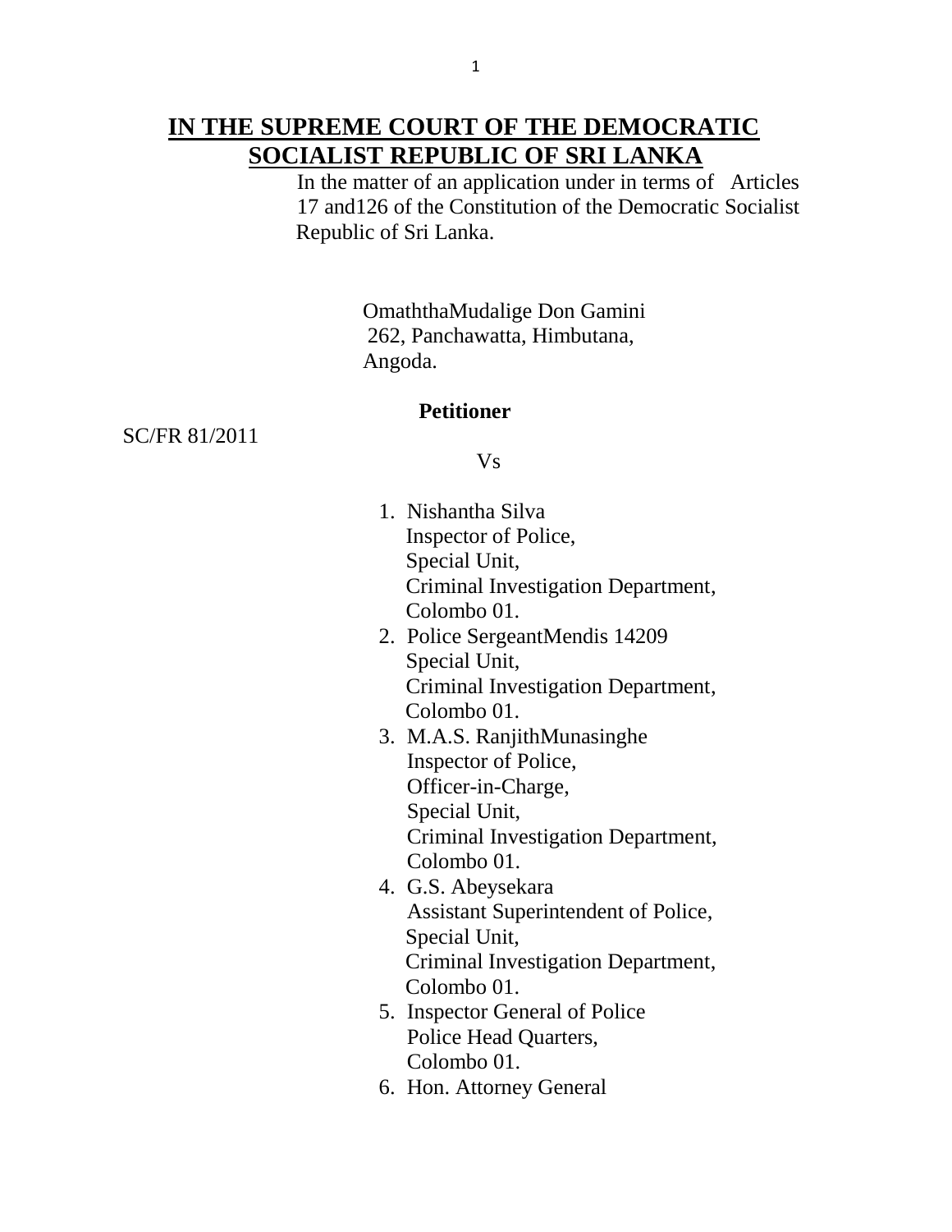# IN THE SUPREME COURT OF THE DEMOCRATIC SOCIALIST REPUBLIC OF SRI LANKA

In the matter of an application under in terms of Articles 17 and126 of the Constitution of the Democratic Socialist Republic of Sri Lanka.

OmaththaMudalige Don Gamini
262, Panchawatta, Himbutana,
Angoda.

**Petitioner**

SC/FR 81/2011

Vs

1. Nishantha Silva
   Inspector of Police,
   Special Unit,
   Criminal Investigation Department,
   Colombo 01.
2. Police SergeantMendis 14209
   Special Unit,
   Criminal Investigation Department,
   Colombo 01.
3. M.A.S. RanjithMunasinghe
   Inspector of Police,
   Officer-in-Charge,
   Special Unit,
   Criminal Investigation Department,
   Colombo 01.
4. G.S. Abeysekara
   Assistant Superintendent of Police,
   Special Unit,
   Criminal Investigation Department,
   Colombo 01.
5. Inspector General of Police
   Police Head Quarters,
   Colombo 01.
6. Hon. Attorney General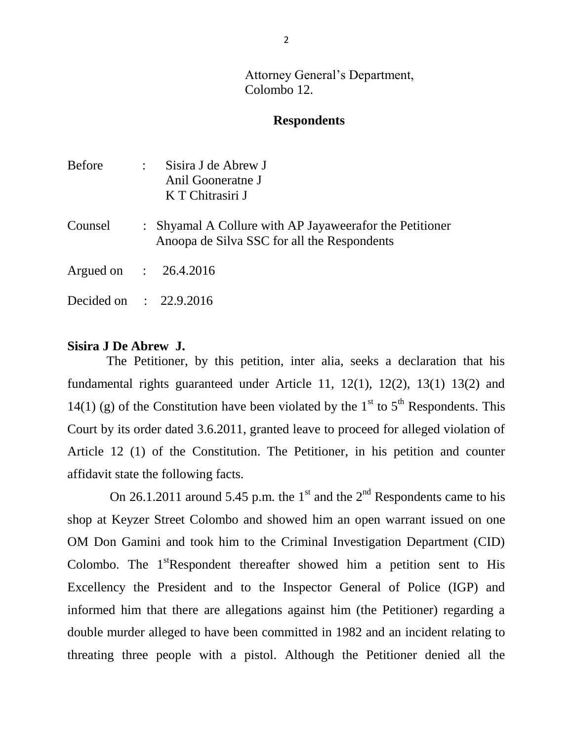Attorney General's Department,
Colombo 12.

**Respondents**

Before : Sisira J de Abrew J
Anil Gooneratne J
K T Chitrasiri J

Counsel : Shyamal A Collure with AP Jayaweerafor the Petitioner
Anoopa de Silva SSC for all the Respondents

Argued on : 26.4.2016

Decided on : 22.9.2016

**Sisira J De Abrew J.**

The Petitioner, by this petition, inter alia, seeks a declaration that his fundamental rights guaranteed under Article 11, 12(1), 12(2), 13(1) 13(2) and 14(1) (g) of the Constitution have been violated by the 1st to 5th Respondents. This Court by its order dated 3.6.2011, granted leave to proceed for alleged violation of Article 12 (1) of the Constitution. The Petitioner, in his petition and counter affidavit state the following facts.

On 26.1.2011 around 5.45 p.m. the 1st and the 2nd Respondents came to his shop at Keyzer Street Colombo and showed him an open warrant issued on one OM Don Gamini and took him to the Criminal Investigation Department (CID) Colombo. The 1stRespondent thereafter showed him a petition sent to His Excellency the President and to the Inspector General of Police (IGP) and informed him that there are allegations against him (the Petitioner) regarding a double murder alleged to have been committed in 1982 and an incident relating to threating three people with a pistol. Although the Petitioner denied all the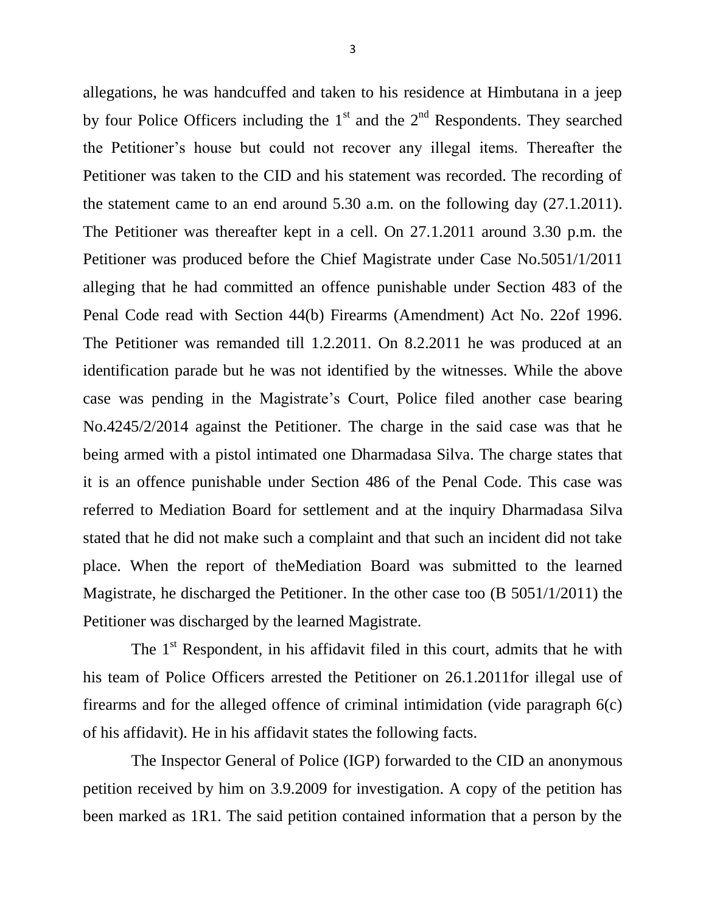allegations, he was handcuffed and taken to his residence at Himbutana in a jeep by four Police Officers including the 1st and the 2nd Respondents. They searched the Petitioner's house but could not recover any illegal items. Thereafter the Petitioner was taken to the CID and his statement was recorded. The recording of the statement came to an end around 5.30 a.m. on the following day (27.1.2011). The Petitioner was thereafter kept in a cell. On 27.1.2011 around 3.30 p.m. the Petitioner was produced before the Chief Magistrate under Case No.5051/1/2011 alleging that he had committed an offence punishable under Section 483 of the Penal Code read with Section 44(b) Firearms (Amendment) Act No. 22of 1996. The Petitioner was remanded till 1.2.2011. On 8.2.2011 he was produced at an identification parade but he was not identified by the witnesses. While the above case was pending in the Magistrate's Court, Police filed another case bearing No.4245/2/2014 against the Petitioner. The charge in the said case was that he being armed with a pistol intimated one Dharmadasa Silva. The charge states that it is an offence punishable under Section 486 of the Penal Code. This case was referred to Mediation Board for settlement and at the inquiry Dharmadasa Silva stated that he did not make such a complaint and that such an incident did not take place. When the report of theMediation Board was submitted to the learned Magistrate, he discharged the Petitioner. In the other case too (B 5051/1/2011) the Petitioner was discharged by the learned Magistrate.

The 1st Respondent, in his affidavit filed in this court, admits that he with his team of Police Officers arrested the Petitioner on 26.1.2011for illegal use of firearms and for the alleged offence of criminal intimidation (vide paragraph 6(c) of his affidavit). He in his affidavit states the following facts.

The Inspector General of Police (IGP) forwarded to the CID an anonymous petition received by him on 3.9.2009 for investigation. A copy of the petition has been marked as 1R1. The said petition contained information that a person by the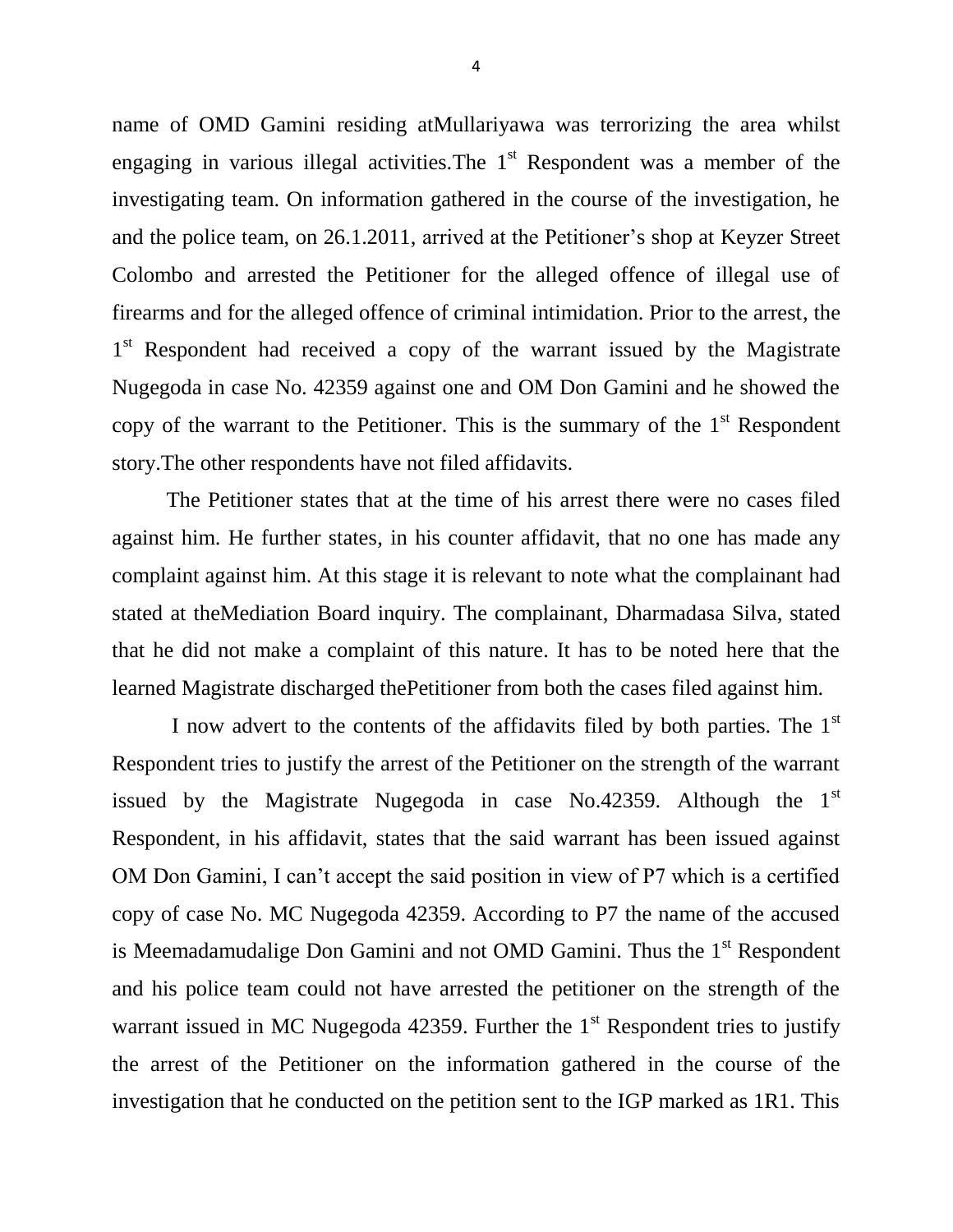name of OMD Gamini residing atMullariyawa was terrorizing the area whilst engaging in various illegal activities.The 1st Respondent was a member of the investigating team. On information gathered in the course of the investigation, he and the police team, on 26.1.2011, arrived at the Petitioner's shop at Keyzer Street Colombo and arrested the Petitioner for the alleged offence of illegal use of firearms and for the alleged offence of criminal intimidation. Prior to the arrest, the 1st Respondent had received a copy of the warrant issued by the Magistrate Nugegoda in case No. 42359 against one and OM Don Gamini and he showed the copy of the warrant to the Petitioner. This is the summary of the 1st Respondent story.The other respondents have not filed affidavits.

The Petitioner states that at the time of his arrest there were no cases filed against him. He further states, in his counter affidavit, that no one has made any complaint against him. At this stage it is relevant to note what the complainant had stated at theMediation Board inquiry. The complainant, Dharmadasa Silva, stated that he did not make a complaint of this nature. It has to be noted here that the learned Magistrate discharged thePetitioner from both the cases filed against him.

I now advert to the contents of the affidavits filed by both parties. The 1st Respondent tries to justify the arrest of the Petitioner on the strength of the warrant issued by the Magistrate Nugegoda in case No.42359. Although the 1st Respondent, in his affidavit, states that the said warrant has been issued against OM Don Gamini, I can't accept the said position in view of P7 which is a certified copy of case No. MC Nugegoda 42359. According to P7 the name of the accused is Meemadamudalige Don Gamini and not OMD Gamini. Thus the 1st Respondent and his police team could not have arrested the petitioner on the strength of the warrant issued in MC Nugegoda 42359. Further the 1st Respondent tries to justify the arrest of the Petitioner on the information gathered in the course of the investigation that he conducted on the petition sent to the IGP marked as 1R1. This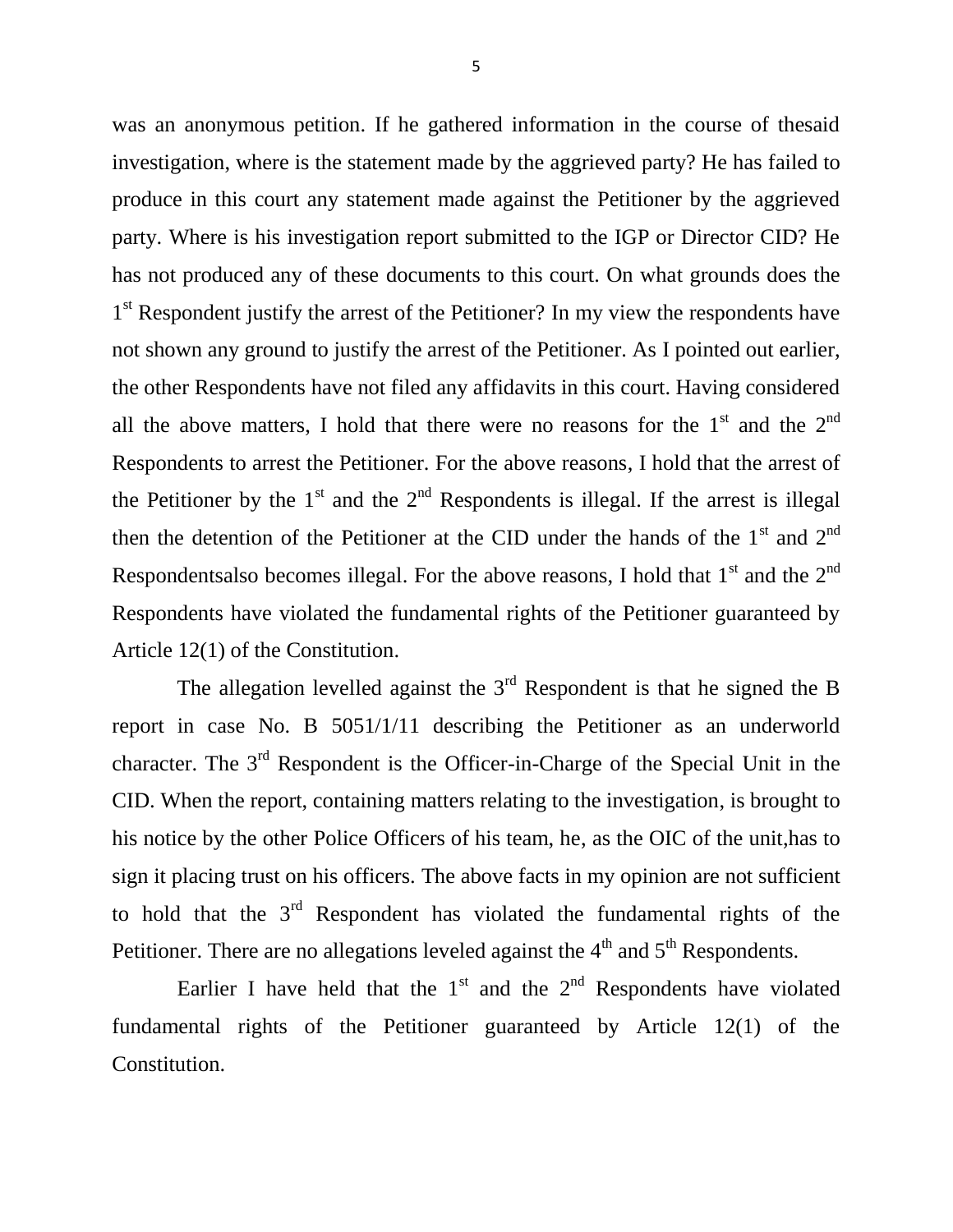was an anonymous petition. If he gathered information in the course of thesaid investigation, where is the statement made by the aggrieved party? He has failed to produce in this court any statement made against the Petitioner by the aggrieved party. Where is his investigation report submitted to the IGP or Director CID? He has not produced any of these documents to this court. On what grounds does the 1st Respondent justify the arrest of the Petitioner? In my view the respondents have not shown any ground to justify the arrest of the Petitioner. As I pointed out earlier, the other Respondents have not filed any affidavits in this court. Having considered all the above matters, I hold that there were no reasons for the 1st and the 2nd Respondents to arrest the Petitioner. For the above reasons, I hold that the arrest of the Petitioner by the 1st and the 2nd Respondents is illegal. If the arrest is illegal then the detention of the Petitioner at the CID under the hands of the 1st and 2nd Respondentsalso becomes illegal. For the above reasons, I hold that 1st and the 2nd Respondents have violated the fundamental rights of the Petitioner guaranteed by Article 12(1) of the Constitution.

The allegation levelled against the 3rd Respondent is that he signed the B report in case No. B 5051/1/11 describing the Petitioner as an underworld character. The 3rd Respondent is the Officer-in-Charge of the Special Unit in the CID. When the report, containing matters relating to the investigation, is brought to his notice by the other Police Officers of his team, he, as the OIC of the unit,has to sign it placing trust on his officers. The above facts in my opinion are not sufficient to hold that the 3rd Respondent has violated the fundamental rights of the Petitioner. There are no allegations leveled against the 4th and 5th Respondents.

Earlier I have held that the 1st and the 2nd Respondents have violated fundamental rights of the Petitioner guaranteed by Article 12(1) of the Constitution.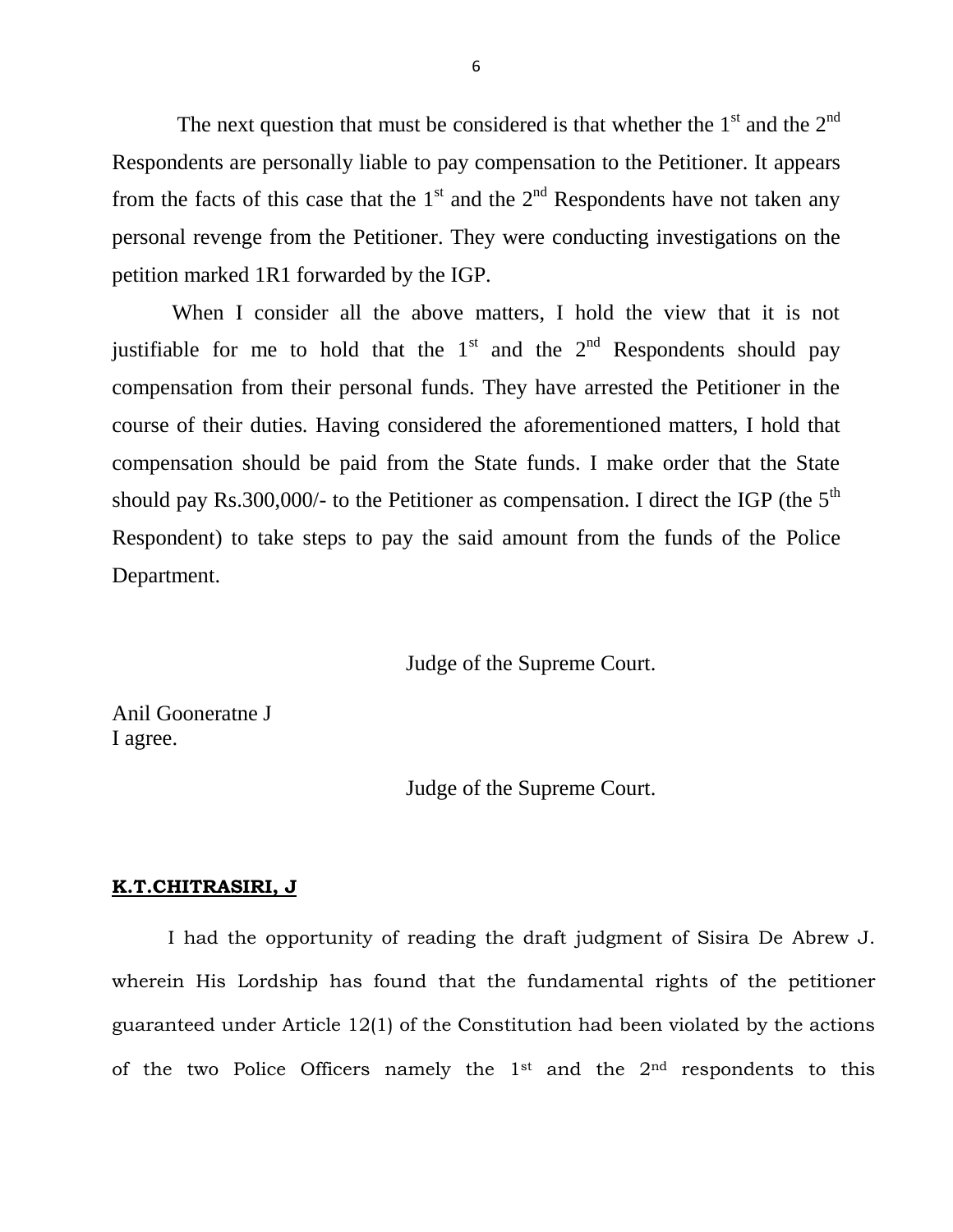The next question that must be considered is that whether the 1st and the 2nd Respondents are personally liable to pay compensation to the Petitioner. It appears from the facts of this case that the 1st and the 2nd Respondents have not taken any personal revenge from the Petitioner. They were conducting investigations on the petition marked 1R1 forwarded by the IGP.

When I consider all the above matters, I hold the view that it is not justifiable for me to hold that the 1st and the 2nd Respondents should pay compensation from their personal funds. They have arrested the Petitioner in the course of their duties. Having considered the aforementioned matters, I hold that compensation should be paid from the State funds. I make order that the State should pay Rs.300,000/- to the Petitioner as compensation. I direct the IGP (the 5th Respondent) to take steps to pay the said amount from the funds of the Police Department.

Judge of the Supreme Court.

Anil Gooneratne J
I agree.

Judge of the Supreme Court.

**K.T.CHITRASIRI, J**

I had the opportunity of reading the draft judgment of Sisira De Abrew J. wherein His Lordship has found that the fundamental rights of the petitioner guaranteed under Article 12(1) of the Constitution had been violated by the actions of the two Police Officers namely the 1st and the 2nd respondents to this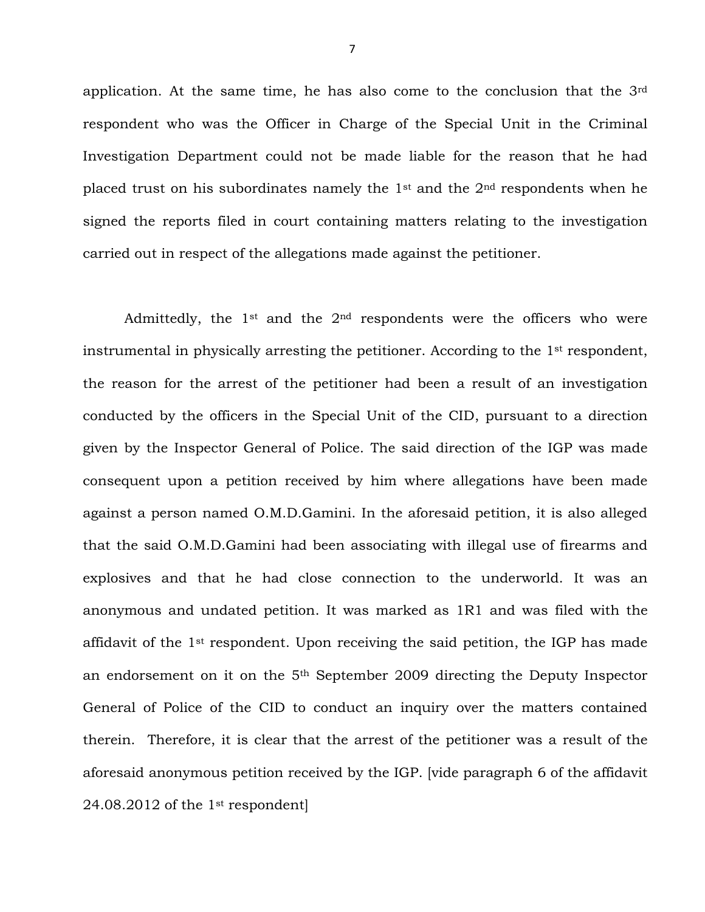application. At the same time, he has also come to the conclusion that the 3rd respondent who was the Officer in Charge of the Special Unit in the Criminal Investigation Department could not be made liable for the reason that he had placed trust on his subordinates namely the 1st and the 2nd respondents when he signed the reports filed in court containing matters relating to the investigation carried out in respect of the allegations made against the petitioner.

Admittedly, the 1st and the 2nd respondents were the officers who were instrumental in physically arresting the petitioner. According to the 1st respondent, the reason for the arrest of the petitioner had been a result of an investigation conducted by the officers in the Special Unit of the CID, pursuant to a direction given by the Inspector General of Police. The said direction of the IGP was made consequent upon a petition received by him where allegations have been made against a person named O.M.D.Gamini. In the aforesaid petition, it is also alleged that the said O.M.D.Gamini had been associating with illegal use of firearms and explosives and that he had close connection to the underworld. It was an anonymous and undated petition. It was marked as 1R1 and was filed with the affidavit of the 1st respondent. Upon receiving the said petition, the IGP has made an endorsement on it on the 5th September 2009 directing the Deputy Inspector General of Police of the CID to conduct an inquiry over the matters contained therein. Therefore, it is clear that the arrest of the petitioner was a result of the aforesaid anonymous petition received by the IGP. [vide paragraph 6 of the affidavit 24.08.2012 of the 1st respondent]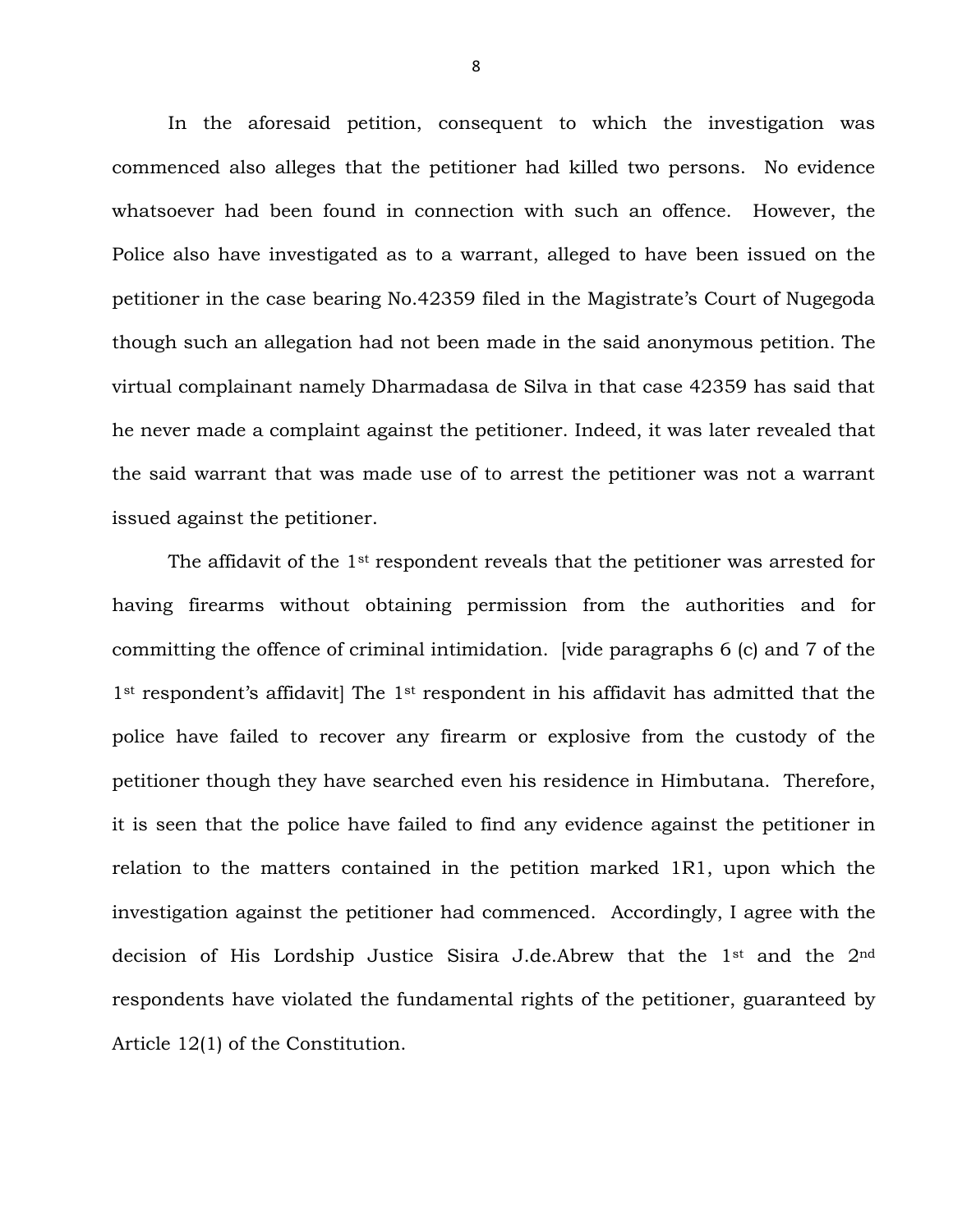In the aforesaid petition, consequent to which the investigation was commenced also alleges that the petitioner had killed two persons. No evidence whatsoever had been found in connection with such an offence. However, the Police also have investigated as to a warrant, alleged to have been issued on the petitioner in the case bearing No.42359 filed in the Magistrate's Court of Nugegoda though such an allegation had not been made in the said anonymous petition. The virtual complainant namely Dharmadasa de Silva in that case 42359 has said that he never made a complaint against the petitioner. Indeed, it was later revealed that the said warrant that was made use of to arrest the petitioner was not a warrant issued against the petitioner.

The affidavit of the 1st respondent reveals that the petitioner was arrested for having firearms without obtaining permission from the authorities and for committing the offence of criminal intimidation. [vide paragraphs 6 (c) and 7 of the 1st respondent's affidavit] The 1st respondent in his affidavit has admitted that the police have failed to recover any firearm or explosive from the custody of the petitioner though they have searched even his residence in Himbutana. Therefore, it is seen that the police have failed to find any evidence against the petitioner in relation to the matters contained in the petition marked 1R1, upon which the investigation against the petitioner had commenced. Accordingly, I agree with the decision of His Lordship Justice Sisira J.de.Abrew that the 1st and the 2nd respondents have violated the fundamental rights of the petitioner, guaranteed by Article 12(1) of the Constitution.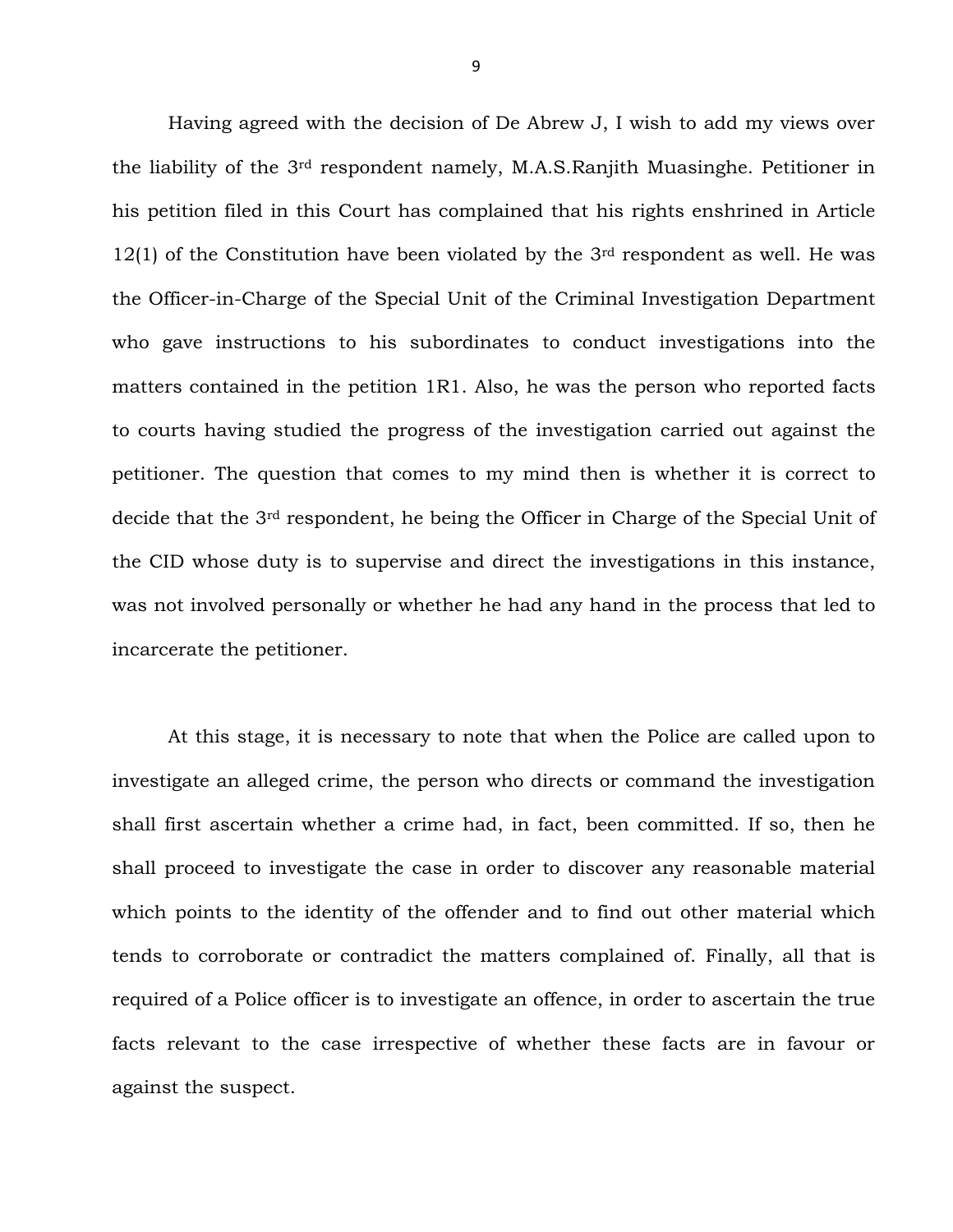Having agreed with the decision of De Abrew J, I wish to add my views over the liability of the 3rd respondent namely, M.A.S.Ranjith Muasinghe. Petitioner in his petition filed in this Court has complained that his rights enshrined in Article 12(1) of the Constitution have been violated by the 3rd respondent as well. He was the Officer-in-Charge of the Special Unit of the Criminal Investigation Department who gave instructions to his subordinates to conduct investigations into the matters contained in the petition 1R1. Also, he was the person who reported facts to courts having studied the progress of the investigation carried out against the petitioner. The question that comes to my mind then is whether it is correct to decide that the 3rd respondent, he being the Officer in Charge of the Special Unit of the CID whose duty is to supervise and direct the investigations in this instance, was not involved personally or whether he had any hand in the process that led to incarcerate the petitioner.

At this stage, it is necessary to note that when the Police are called upon to investigate an alleged crime, the person who directs or command the investigation shall first ascertain whether a crime had, in fact, been committed. If so, then he shall proceed to investigate the case in order to discover any reasonable material which points to the identity of the offender and to find out other material which tends to corroborate or contradict the matters complained of. Finally, all that is required of a Police officer is to investigate an offence, in order to ascertain the true facts relevant to the case irrespective of whether these facts are in favour or against the suspect.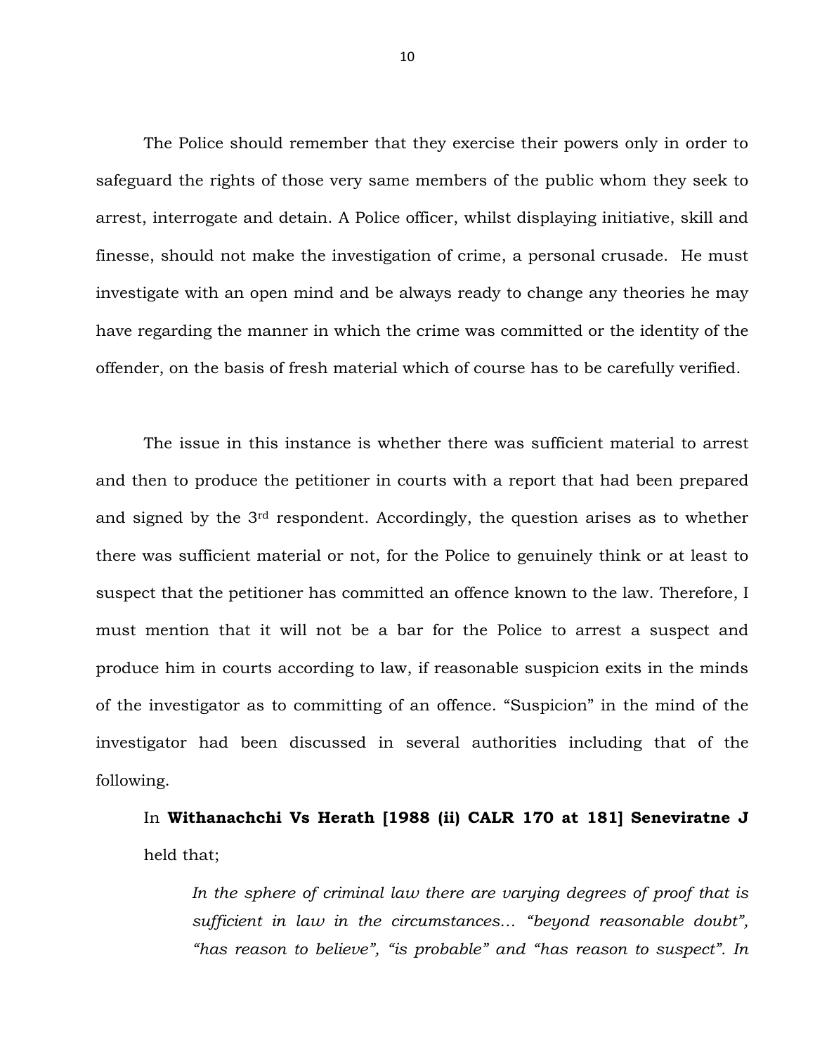The Police should remember that they exercise their powers only in order to safeguard the rights of those very same members of the public whom they seek to arrest, interrogate and detain. A Police officer, whilst displaying initiative, skill and finesse, should not make the investigation of crime, a personal crusade. He must investigate with an open mind and be always ready to change any theories he may have regarding the manner in which the crime was committed or the identity of the offender, on the basis of fresh material which of course has to be carefully verified.

The issue in this instance is whether there was sufficient material to arrest and then to produce the petitioner in courts with a report that had been prepared and signed by the 3rd respondent. Accordingly, the question arises as to whether there was sufficient material or not, for the Police to genuinely think or at least to suspect that the petitioner has committed an offence known to the law. Therefore, I must mention that it will not be a bar for the Police to arrest a suspect and produce him in courts according to law, if reasonable suspicion exits in the minds of the investigator as to committing of an offence. "Suspicion" in the mind of the investigator had been discussed in several authorities including that of the following.

In **Withanachchi Vs Herath [1988 (ii) CALR 170 at 181] Seneviratne J** held that;

> *In the sphere of criminal law there are varying degrees of proof that is sufficient in law in the circumstances… "beyond reasonable doubt", "has reason to believe", "is probable" and "has reason to suspect". In*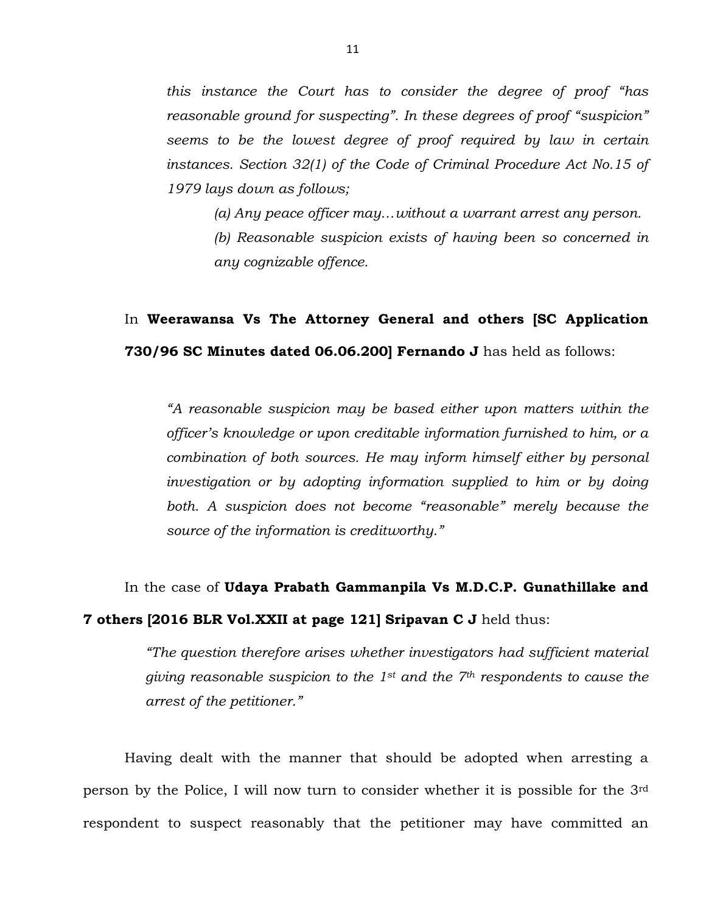*this instance the Court has to consider the degree of proof "has reasonable ground for suspecting". In these degrees of proof "suspicion" seems to be the lowest degree of proof required by law in certain instances. Section 32(1) of the Code of Criminal Procedure Act No.15 of 1979 lays down as follows;*

> *(a) Any peace officer may…without a warrant arrest any person.*
>
> *(b) Reasonable suspicion exists of having been so concerned in any cognizable offence.*

In **Weerawansa Vs The Attorney General and others [SC Application 730/96 SC Minutes dated 06.06.200] Fernando J** has held as follows:

> *"A reasonable suspicion may be based either upon matters within the officer's knowledge or upon creditable information furnished to him, or a combination of both sources. He may inform himself either by personal investigation or by adopting information supplied to him or by doing both. A suspicion does not become "reasonable" merely because the source of the information is creditworthy."*

In the case of **Udaya Prabath Gammanpila Vs M.D.C.P. Gunathillake and 7 others [2016 BLR Vol.XXII at page 121] Sripavan C J** held thus:

> *"The question therefore arises whether investigators had sufficient material giving reasonable suspicion to the 1st and the 7th respondents to cause the arrest of the petitioner."*

Having dealt with the manner that should be adopted when arresting a person by the Police, I will now turn to consider whether it is possible for the 3rd respondent to suspect reasonably that the petitioner may have committed an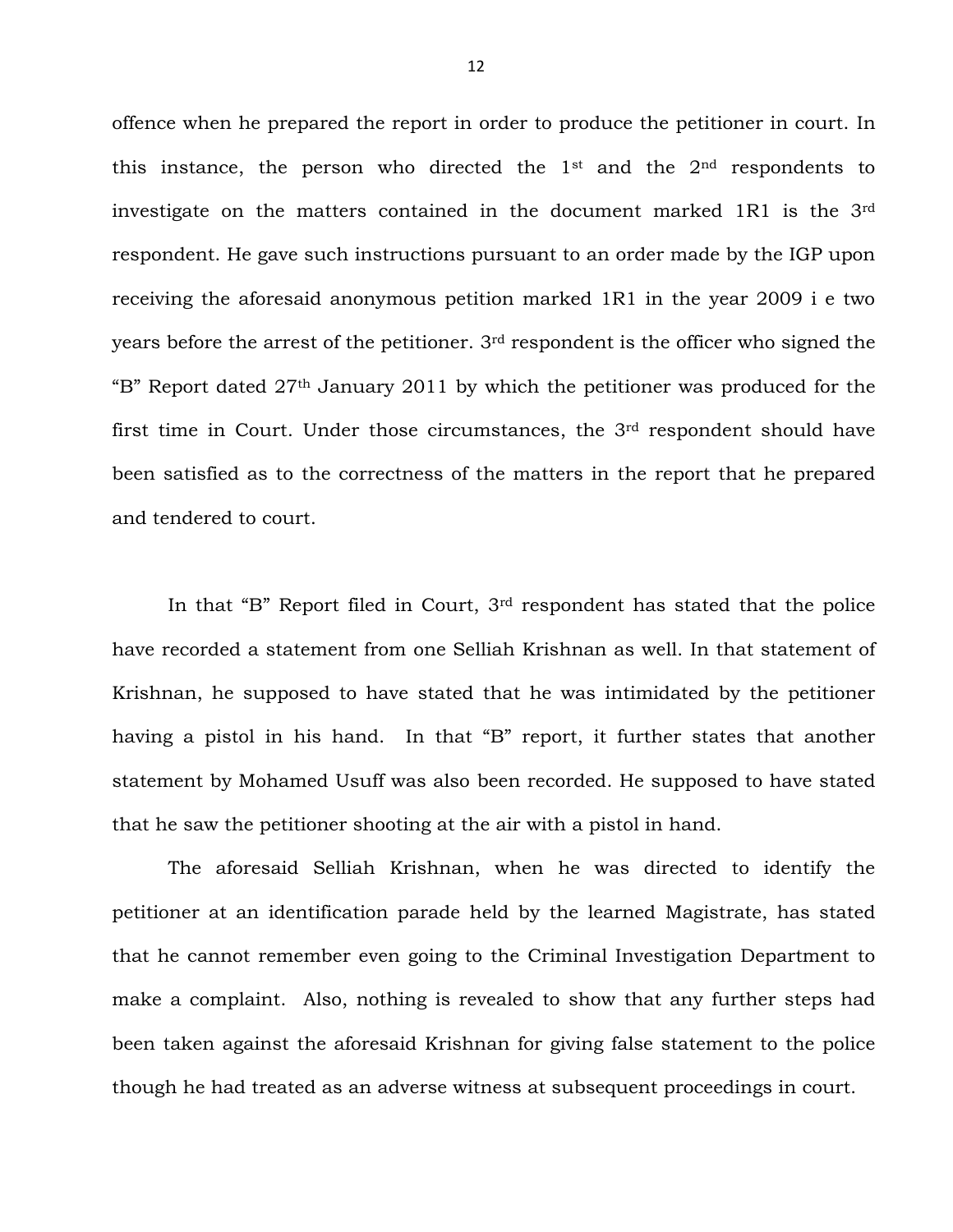offence when he prepared the report in order to produce the petitioner in court. In this instance, the person who directed the 1st and the 2nd respondents to investigate on the matters contained in the document marked 1R1 is the 3rd respondent. He gave such instructions pursuant to an order made by the IGP upon receiving the aforesaid anonymous petition marked 1R1 in the year 2009 i e two years before the arrest of the petitioner. 3rd respondent is the officer who signed the "B" Report dated 27th January 2011 by which the petitioner was produced for the first time in Court. Under those circumstances, the 3rd respondent should have been satisfied as to the correctness of the matters in the report that he prepared and tendered to court.

In that "B" Report filed in Court, 3rd respondent has stated that the police have recorded a statement from one Selliah Krishnan as well. In that statement of Krishnan, he supposed to have stated that he was intimidated by the petitioner having a pistol in his hand. In that "B" report, it further states that another statement by Mohamed Usuff was also been recorded. He supposed to have stated that he saw the petitioner shooting at the air with a pistol in hand.

The aforesaid Selliah Krishnan, when he was directed to identify the petitioner at an identification parade held by the learned Magistrate, has stated that he cannot remember even going to the Criminal Investigation Department to make a complaint. Also, nothing is revealed to show that any further steps had been taken against the aforesaid Krishnan for giving false statement to the police though he had treated as an adverse witness at subsequent proceedings in court.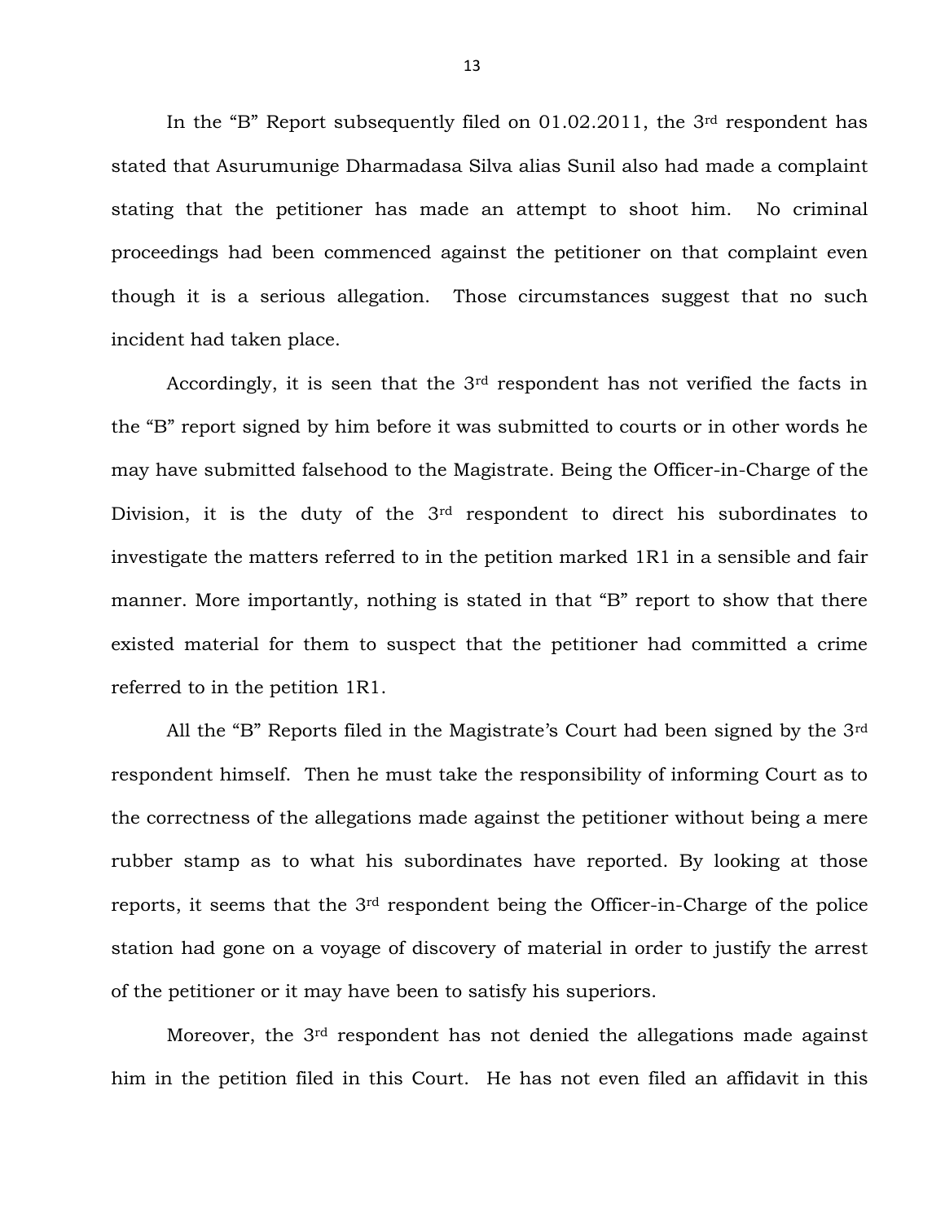In the "B" Report subsequently filed on 01.02.2011, the 3rd respondent has stated that Asurumunige Dharmadasa Silva alias Sunil also had made a complaint stating that the petitioner has made an attempt to shoot him. No criminal proceedings had been commenced against the petitioner on that complaint even though it is a serious allegation. Those circumstances suggest that no such incident had taken place.

Accordingly, it is seen that the 3rd respondent has not verified the facts in the "B" report signed by him before it was submitted to courts or in other words he may have submitted falsehood to the Magistrate. Being the Officer-in-Charge of the Division, it is the duty of the 3rd respondent to direct his subordinates to investigate the matters referred to in the petition marked 1R1 in a sensible and fair manner. More importantly, nothing is stated in that "B" report to show that there existed material for them to suspect that the petitioner had committed a crime referred to in the petition 1R1.

All the "B" Reports filed in the Magistrate's Court had been signed by the 3rd respondent himself. Then he must take the responsibility of informing Court as to the correctness of the allegations made against the petitioner without being a mere rubber stamp as to what his subordinates have reported. By looking at those reports, it seems that the 3rd respondent being the Officer-in-Charge of the police station had gone on a voyage of discovery of material in order to justify the arrest of the petitioner or it may have been to satisfy his superiors.

Moreover, the 3rd respondent has not denied the allegations made against him in the petition filed in this Court. He has not even filed an affidavit in this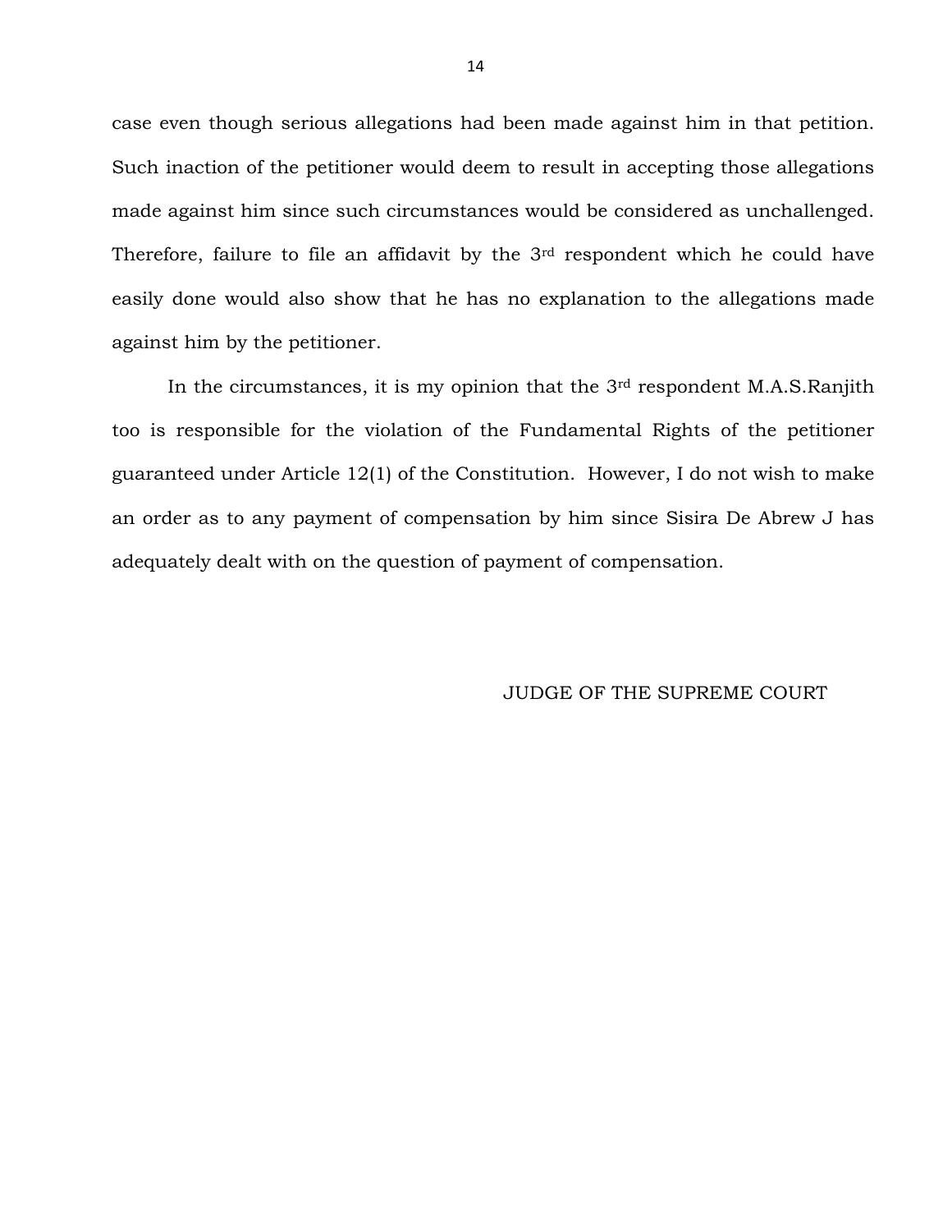case even though serious allegations had been made against him in that petition. Such inaction of the petitioner would deem to result in accepting those allegations made against him since such circumstances would be considered as unchallenged. Therefore, failure to file an affidavit by the 3rd respondent which he could have easily done would also show that he has no explanation to the allegations made against him by the petitioner.

In the circumstances, it is my opinion that the 3rd respondent M.A.S.Ranjith too is responsible for the violation of the Fundamental Rights of the petitioner guaranteed under Article 12(1) of the Constitution. However, I do not wish to make an order as to any payment of compensation by him since Sisira De Abrew J has adequately dealt with on the question of payment of compensation.

JUDGE OF THE SUPREME COURT